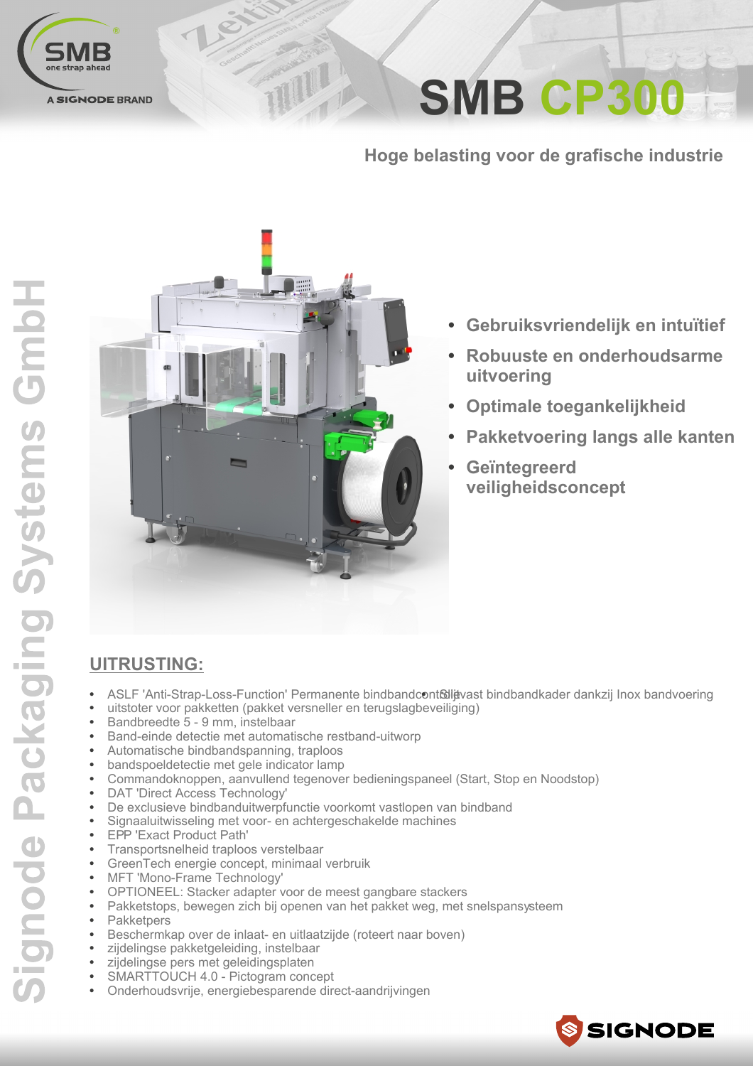# SMB CP300

## Hoge belasting voor de grafische industrie

- Gebruiksvriendelijk en intuïtief
- Robuuste en onderhoudsarme uitvoering
- Optimale toegankelijkheid
- Pakketvoering langs alle kanten
- Geïntegreerd veiligheidsconcept

## UITRUSTING:

- ASLF 'Anti-Strap-Loss-Function' Permanente bindbandcontrole
- Stijfvast bindbandkader dankzij Inox bandvoering
- uitstoter voor pakketten (pakket versneller en terugslagbeveiliging)
- Bandbreedte 5 - 9 mm, instelbaar
- Band-einde detectie met automatische restband-uitworp
- Automatische bindbandspanning, traploos
- bandspoeldetectie met gele indicator lamp
- Commandoknoppen, aanvullend tegenover bedieningspaneel (Start, Stop en Noodstop)
- DAT 'Direct Access Technology'
- De exclusieve bindbanduitwerpfunctie voorkomt vastlopen van bindband
- Signaaluitwisseling met voor- en achtergeschakelde machines
- EPP 'Exact Product Path'
- Transportsnelheid traploos verstelbaar
- GreenTech energie concept, minimaal verbruik
- MFT 'Mono-Frame Technology'
- OPTIONEEL: Stacker adapter voor de meest gangbare stackers
- Pakketstops, bewegen zich bij openen van het pakket weg, met snelspansysteem
- Pakketpers
- Beschermkap over de inlaat- en uitlaatzijde (roteert naar boven)
- zijdelingse pakketgeleiding, instelbaar
- zijdelingse pers met geleidingsplaten
- SMARTTOUCH 4.0 - Pictogram concept
- Onderhoudsvrije, energiebesparende direct-aandrijvingen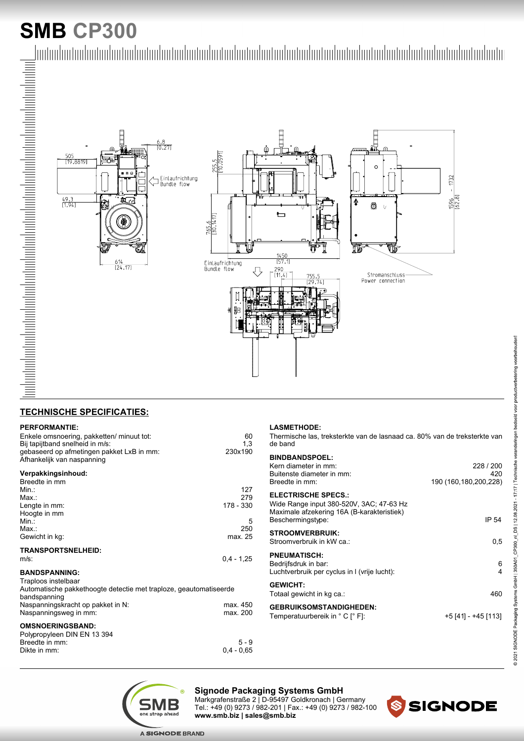# SMB CP300

505
[19,8819]

6,8
[0,27]

Einlaufrichtung
Bundle flow

49,3
[1,94]

614
[24,17]

255,5
[10,0591]

765,6
[30,1417]

1450
[57,1]

Einlaufrichtung
Bundle flow

290
[11,4]

755,5
[29,74]

Stromanschluss
Power connection

1596 - 1732
[62,8]

## TECHNISCHE SPECIFICATIES:

### PERFORMANTIE:

| | |
|---|---|
| Enkele omsnoering, pakketten/ minuut tot: | 60 |
| Bij tapijtband snelheid in m/s: | 1,3 |
| gebaseerd op afmetingen pakket LxB in mm: | 230x190 |
| Afhankelijk van naspanning | |

### Verpakkingsinhoud:

| | |
|---|---|
| Breedte in mm | |
| Min.: | 127 |
| Max.: | 279 |
| Lengte in mm: | 178 - 330 |
| Hoogte in mm | |
| Min.: | 5 |
| Max.: | 250 |
| Gewicht in kg: | max. 25 |

### TRANSPORTSNELHEID:

| | |
|---|---|
| m/s: | 0,4 - 1,25 |

### BANDSPANNING:

Traploos instelbaar

Automatische pakkethoogte detectie met traploze, geautomatiseerde bandspanning

| | |
|---|---|
| Naspanningskracht op pakket in N: | max. 450 |
| Naspanningsweg in mm: | max. 200 |

### OMSNOERINGSBAND:

Polypropyleen DIN EN 13 394

| | |
|---|---|
| Breedte in mm: | 5 - 9 |
| Dikte in mm: | 0,4 - 0,65 |

### LASMETHODE:

Thermische las, treksterkte van de lasnaad ca. 80% van de treksterkte van de band

### BINDBANDSPOEL:

| | |
|---|---|
| Kern diameter in mm: | 228 / 200 |
| Buitenste diameter in mm: | 420 |
| Breedte in mm: | 190 (160,180,200,228) |

### ELECTRISCHE SPECS.:

Wide Range input 380-520V, 3AC; 47-63 Hz

Maximale afzekering 16A (B-karakteristiek)

| | |
|---|---|
| Beschermingstype: | IP 54 |

### STROOMVERBRUIK:

| | |
|---|---|
| Stroomverbruik in kW ca.: | 0,5 |

### PNEUMATISCH:

| | |
|---|---|
| Bedrijfsdruk in bar: | 6 |
| Luchtverbruik per cyclus in l (vrije lucht): | 4 |

### GEWICHT:

| | |
|---|---|
| Totaal gewicht in kg ca.: | 460 |

### GEBRUIKSOMSTANDIGHEDEN:

| | |
|---|---|
| Temperatuurbereik in ° C [° F]: | +5 [41] - +45 [113] |

© 2021 SIGNODE Packaging Systems GmbH | 350A01_CP300_nl_DS | 12.08.2021 - 17:17 | Technische veranderingen bedoeld voor productverbetering voorbehouden!

**Signode Packaging Systems GmbH**
Markgrafenstraße 2 | D-95497 Goldkronach | Germany
Tel.: +49 (0) 9273 / 982-201 | Fax.: +49 (0) 9273 / 982-100
**www.smb.biz | sales@smb.biz**

SMB one strap ahead — A SIGNODE BRAND

SIGNODE